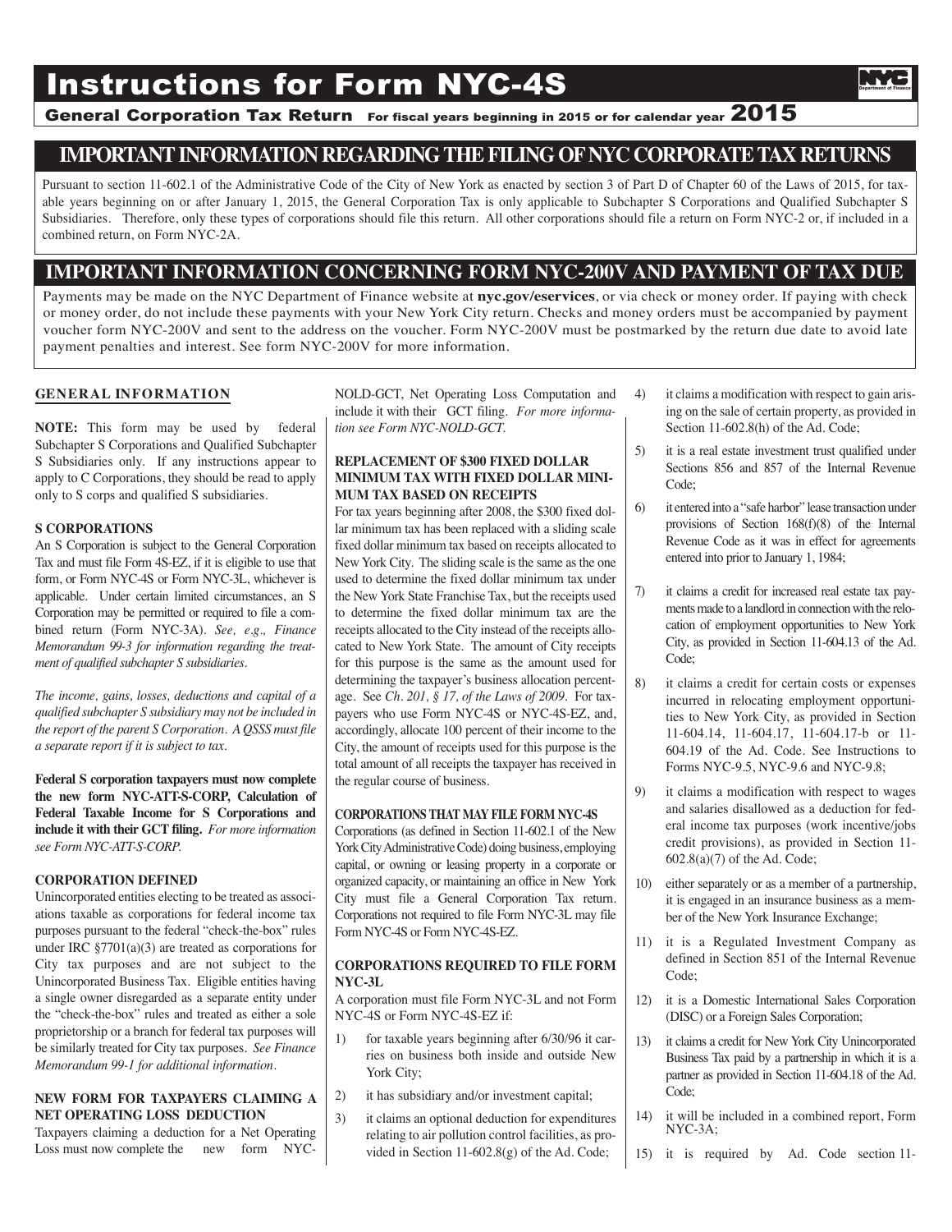# Instructions for Form NYC-4S

**General Corporation Tax Return** For fiscal years beginning in 2015 or for calendar year **2015**

## IMPORTANT INFORMATION REGARDING THE FILING OF NYC CORPORATE TAX RETURNS

Pursuant to section 11-602.1 of the Administrative Code of the City of New York as enacted by section 3 of Part D of Chapter 60 of the Laws of 2015, for taxable years beginning on or after January 1, 2015, the General Corporation Tax is only applicable to Subchapter S Corporations and Qualified Subchapter S Subsidiaries. Therefore, only these types of corporations should file this return. All other corporations should file a return on Form NYC-2 or, if included in a combined return, on Form NYC-2A.

## IMPORTANT INFORMATION CONCERNING FORM NYC-200V AND PAYMENT OF TAX DUE

Payments may be made on the NYC Department of Finance website at **nyc.gov/eservices**, or via check or money order. If paying with check or money order, do not include these payments with your New York City return. Checks and money orders must be accompanied by payment voucher form NYC-200V and sent to the address on the voucher. Form NYC-200V must be postmarked by the return due date to avoid late payment penalties and interest. See form NYC-200V for more information.

### GENERAL INFORMATION

**NOTE:** This form may be used by federal Subchapter S Corporations and Qualified Subchapter S Subsidiaries only. If any instructions appear to apply to C Corporations, they should be read to apply only to S corps and qualified S subsidiaries.

### S CORPORATIONS

An S Corporation is subject to the General Corporation Tax and must file Form 4S-EZ, if it is eligible to use that form, or Form NYC-4S or Form NYC-3L, whichever is applicable. Under certain limited circumstances, an S Corporation may be permitted or required to file a combined return (Form NYC-3A). *See, e.g., Finance Memorandum 99-3 for information regarding the treatment of qualified subchapter S subsidiaries.*

*The income, gains, losses, deductions and capital of a qualified subchapter S subsidiary may not be included in the report of the parent S Corporation. A QSSS must file a separate report if it is subject to tax.*

**Federal S corporation taxpayers must now complete the new form NYC-ATT-S-CORP, Calculation of Federal Taxable Income for S Corporations and include it with their GCT filing.** *For more information see Form NYC-ATT-S-CORP.*

### CORPORATION DEFINED

Unincorporated entities electing to be treated as associations taxable as corporations for federal income tax purposes pursuant to the federal "check-the-box" rules under IRC §7701(a)(3) are treated as corporations for City tax purposes and are not subject to the Unincorporated Business Tax. Eligible entities having a single owner disregarded as a separate entity under the "check-the-box" rules and treated as either a sole proprietorship or a branch for federal tax purposes will be similarly treated for City tax purposes. *See Finance Memorandum 99-1 for additional information.*

### NEW FORM FOR TAXPAYERS CLAIMING A NET OPERATING LOSS DEDUCTION

Taxpayers claiming a deduction for a Net Operating Loss must now complete the new form NYC-NOLD-GCT, Net Operating Loss Computation and include it with their GCT filing. *For more information see Form NYC-NOLD-GCT.*

### REPLACEMENT OF $300 FIXED DOLLAR MINIMUM TAX WITH FIXED DOLLAR MINIMUM TAX BASED ON RECEIPTS

For tax years beginning after 2008, the $300 fixed dollar minimum tax has been replaced with a sliding scale fixed dollar minimum tax based on receipts allocated to New York City. The sliding scale is the same as the one used to determine the fixed dollar minimum tax under the New York State Franchise Tax, but the receipts used to determine the fixed dollar minimum tax are the receipts allocated to the City instead of the receipts allocated to New York State. The amount of City receipts for this purpose is the same as the amount used for determining the taxpayer's business allocation percentage. See *Ch. 201, § 17, of the Laws of 2009*. For taxpayers who use Form NYC-4S or NYC-4S-EZ, and, accordingly, allocate 100 percent of their income to the City, the amount of receipts used for this purpose is the total amount of all receipts the taxpayer has received in the regular course of business.

### CORPORATIONS THAT MAY FILE FORM NYC-4S

Corporations (as defined in Section 11-602.1 of the New York City Administrative Code) doing business, employing capital, or owning or leasing property in a corporate or organized capacity, or maintaining an office in New York City must file a General Corporation Tax return. Corporations not required to file Form NYC-3L may file Form NYC-4S or Form NYC-4S-EZ.

### CORPORATIONS REQUIRED TO FILE FORM NYC-3L

A corporation must file Form NYC-3L and not Form NYC-4S or Form NYC-4S-EZ if:

1) for taxable years beginning after 6/30/96 it carries on business both inside and outside New York City;
2) it has subsidiary and/or investment capital;
3) it claims an optional deduction for expenditures relating to air pollution control facilities, as provided in Section 11-602.8(g) of the Ad. Code;
4) it claims a modification with respect to gain arising on the sale of certain property, as provided in Section 11-602.8(h) of the Ad. Code;
5) it is a real estate investment trust qualified under Sections 856 and 857 of the Internal Revenue Code;
6) it entered into a "safe harbor" lease transaction under provisions of Section 168(f)(8) of the Internal Revenue Code as it was in effect for agreements entered into prior to January 1, 1984;
7) it claims a credit for increased real estate tax payments made to a landlord in connection with the relocation of employment opportunities to New York City, as provided in Section 11-604.13 of the Ad. Code;
8) it claims a credit for certain costs or expenses incurred in relocating employment opportunities to New York City, as provided in Section 11-604.14, 11-604.17, 11-604.17-b or 11-604.19 of the Ad. Code. See Instructions to Forms NYC-9.5, NYC-9.6 and NYC-9.8;
9) it claims a modification with respect to wages and salaries disallowed as a deduction for federal income tax purposes (work incentive/jobs credit provisions), as provided in Section 11-602.8(a)(7) of the Ad. Code;
10) either separately or as a member of a partnership, it is engaged in an insurance business as a member of the New York Insurance Exchange;
11) it is a Regulated Investment Company as defined in Section 851 of the Internal Revenue Code;
12) it is a Domestic International Sales Corporation (DISC) or a Foreign Sales Corporation;
13) it claims a credit for New York City Unincorporated Business Tax paid by a partnership in which it is a partner as provided in Section 11-604.18 of the Ad. Code;
14) it will be included in a combined report, Form NYC-3A;
15) it is required by Ad. Code section 11-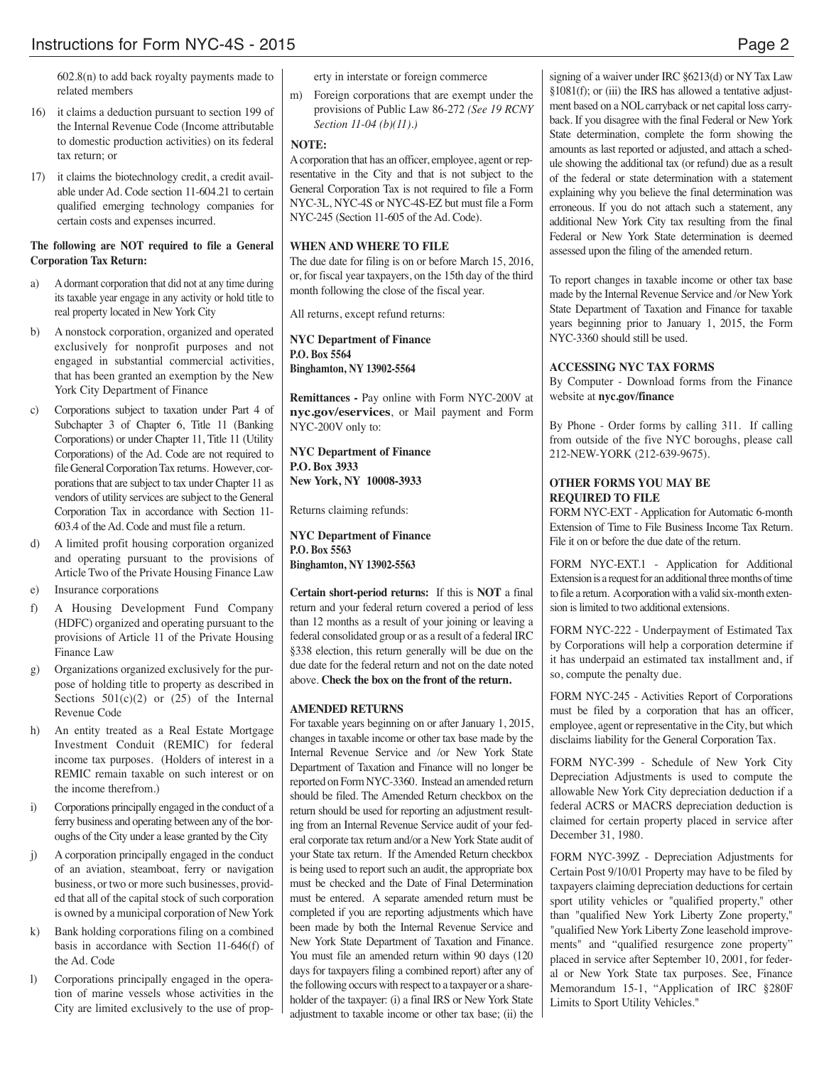602.8(n) to add back royalty payments made to related members

16) it claims a deduction pursuant to section 199 of the Internal Revenue Code (Income attributable to domestic production activities) on its federal tax return; or

17) it claims the biotechnology credit, a credit available under Ad. Code section 11-604.21 to certain qualified emerging technology companies for certain costs and expenses incurred.

**The following are NOT required to file a General Corporation Tax Return:**

a) A dormant corporation that did not at any time during its taxable year engage in any activity or hold title to real property located in New York City

b) A nonstock corporation, organized and operated exclusively for nonprofit purposes and not engaged in substantial commercial activities, that has been granted an exemption by the New York City Department of Finance

c) Corporations subject to taxation under Part 4 of Subchapter 3 of Chapter 6, Title 11 (Banking Corporations) or under Chapter 11, Title 11 (Utility Corporations) of the Ad. Code are not required to file General Corporation Tax returns. However, corporations that are subject to tax under Chapter 11 as vendors of utility services are subject to the General Corporation Tax in accordance with Section 11-603.4 of the Ad. Code and must file a return.

d) A limited profit housing corporation organized and operating pursuant to the provisions of Article Two of the Private Housing Finance Law

e) Insurance corporations

f) A Housing Development Fund Company (HDFC) organized and operating pursuant to the provisions of Article 11 of the Private Housing Finance Law

g) Organizations organized exclusively for the purpose of holding title to property as described in Sections 501(c)(2) or (25) of the Internal Revenue Code

h) An entity treated as a Real Estate Mortgage Investment Conduit (REMIC) for federal income tax purposes. (Holders of interest in a REMIC remain taxable on such interest or on the income therefrom.)

i) Corporations principally engaged in the conduct of a ferry business and operating between any of the boroughs of the City under a lease granted by the City

j) A corporation principally engaged in the conduct of an aviation, steamboat, ferry or navigation business, or two or more such businesses, provided that all of the capital stock of such corporation is owned by a municipal corporation of New York

k) Bank holding corporations filing on a combined basis in accordance with Section 11-646(f) of the Ad. Code

l) Corporations principally engaged in the operation of marine vessels whose activities in the City are limited exclusively to the use of property in interstate or foreign commerce

m) Foreign corporations that are exempt under the provisions of Public Law 86-272 *(See 19 RCNY Section 11-04 (b)(11).)*

**NOTE:**
A corporation that has an officer, employee, agent or representative in the City and that is not subject to the General Corporation Tax is not required to file a Form NYC-3L, NYC-4S or NYC-4S-EZ but must file a Form NYC-245 (Section 11-605 of the Ad. Code).

**WHEN AND WHERE TO FILE**

The due date for filing is on or before March 15, 2016, or, for fiscal year taxpayers, on the 15th day of the third month following the close of the fiscal year.

All returns, except refund returns:

**NYC Department of Finance**
**P.O. Box 5564**
**Binghamton, NY 13902-5564**

**Remittances -** Pay online with Form NYC-200V at **nyc.gov/eservices**, or Mail payment and Form NYC-200V only to:

**NYC Department of Finance**
**P.O. Box 3933**
**New York, NY 10008-3933**

Returns claiming refunds:

**NYC Department of Finance**
**P.O. Box 5563**
**Binghamton, NY 13902-5563**

**Certain short-period returns:** If this is **NOT** a final return and your federal return covered a period of less than 12 months as a result of your joining or leaving a federal consolidated group or as a result of a federal IRC §338 election, this return generally will be due on the due date for the federal return and not on the date noted above. **Check the box on the front of the return.**

**AMENDED RETURNS**

For taxable years beginning on or after January 1, 2015, changes in taxable income or other tax base made by the Internal Revenue Service and /or New York State Department of Taxation and Finance will no longer be reported on Form NYC-3360. Instead an amended return should be filed. The Amended Return checkbox on the return should be used for reporting an adjustment resulting from an Internal Revenue Service audit of your federal corporate tax return and/or a New York State audit of your State tax return. If the Amended Return checkbox is being used to report such an audit, the appropriate box must be checked and the Date of Final Determination must be entered. A separate amended return must be completed if you are reporting adjustments which have been made by both the Internal Revenue Service and New York State Department of Taxation and Finance. You must file an amended return within 90 days (120 days for taxpayers filing a combined report) after any of the following occurs with respect to a taxpayer or a shareholder of the taxpayer: (i) a final IRS or New York State adjustment to taxable income or other tax base; (ii) the signing of a waiver under IRC §6213(d) or NY Tax Law §1081(f); or (iii) the IRS has allowed a tentative adjustment based on a NOL carryback or net capital loss carryback. If you disagree with the final Federal or New York State determination, complete the form showing the amounts as last reported or adjusted, and attach a schedule showing the additional tax (or refund) due as a result of the federal or state determination with a statement explaining why you believe the final determination was erroneous. If you do not attach such a statement, any additional New York City tax resulting from the final Federal or New York State determination is deemed assessed upon the filing of the amended return.

To report changes in taxable income or other tax base made by the Internal Revenue Service and /or New York State Department of Taxation and Finance for taxable years beginning prior to January 1, 2015, the Form NYC-3360 should still be used.

**ACCESSING NYC TAX FORMS**

By Computer - Download forms from the Finance website at **nyc.gov/finance**

By Phone - Order forms by calling 311. If calling from outside of the five NYC boroughs, please call 212-NEW-YORK (212-639-9675).

**OTHER FORMS YOU MAY BE REQUIRED TO FILE**

FORM NYC-EXT - Application for Automatic 6-month Extension of Time to File Business Income Tax Return. File it on or before the due date of the return.

FORM NYC-EXT.1 - Application for Additional Extension is a request for an additional three months of time to file a return. A corporation with a valid six-month extension is limited to two additional extensions.

FORM NYC-222 - Underpayment of Estimated Tax by Corporations will help a corporation determine if it has underpaid an estimated tax installment and, if so, compute the penalty due.

FORM NYC-245 - Activities Report of Corporations must be filed by a corporation that has an officer, employee, agent or representative in the City, but which disclaims liability for the General Corporation Tax.

FORM NYC-399 - Schedule of New York City Depreciation Adjustments is used to compute the allowable New York City depreciation deduction if a federal ACRS or MACRS depreciation deduction is claimed for certain property placed in service after December 31, 1980.

FORM NYC-399Z - Depreciation Adjustments for Certain Post 9/10/01 Property may have to be filed by taxpayers claiming depreciation deductions for certain sport utility vehicles or "qualified property," other than "qualified New York Liberty Zone property," "qualified New York Liberty Zone leasehold improvements" and "qualified resurgence zone property" placed in service after September 10, 2001, for federal or New York State tax purposes. See, Finance Memorandum 15-1, "Application of IRC §280F Limits to Sport Utility Vehicles."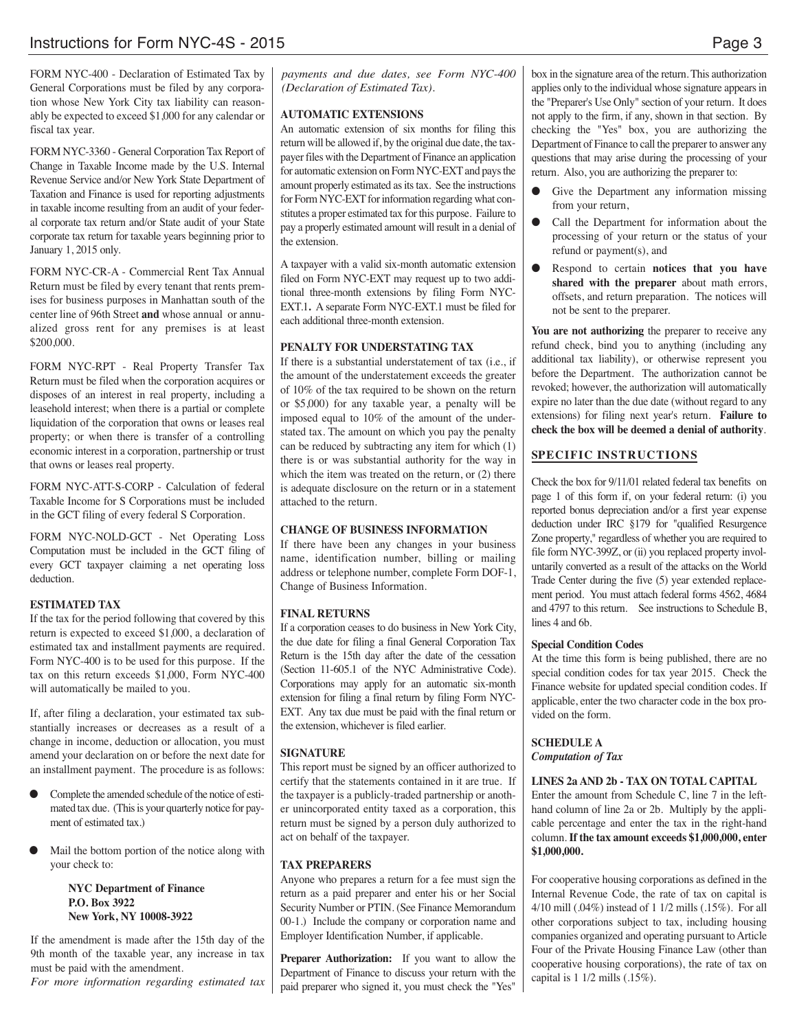FORM NYC-400 - Declaration of Estimated Tax by General Corporations must be filed by any corporation whose New York City tax liability can reasonably be expected to exceed $1,000 for any calendar or fiscal tax year.

FORM NYC-3360 - General Corporation Tax Report of Change in Taxable Income made by the U.S. Internal Revenue Service and/or New York State Department of Taxation and Finance is used for reporting adjustments in taxable income resulting from an audit of your federal corporate tax return and/or State audit of your State corporate tax return for taxable years beginning prior to January 1, 2015 only.

FORM NYC-CR-A - Commercial Rent Tax Annual Return must be filed by every tenant that rents premises for business purposes in Manhattan south of the center line of 96th Street **and** whose annual or annualized gross rent for any premises is at least $200,000.

FORM NYC-RPT - Real Property Transfer Tax Return must be filed when the corporation acquires or disposes of an interest in real property, including a leasehold interest; when there is a partial or complete liquidation of the corporation that owns or leases real property; or when there is transfer of a controlling economic interest in a corporation, partnership or trust that owns or leases real property.

FORM NYC-ATT-S-CORP - Calculation of federal Taxable Income for S Corporations must be included in the GCT filing of every federal S Corporation.

FORM NYC-NOLD-GCT - Net Operating Loss Computation must be included in the GCT filing of every GCT taxpayer claiming a net operating loss deduction.

**ESTIMATED TAX**

If the tax for the period following that covered by this return is expected to exceed $1,000, a declaration of estimated tax and installment payments are required. Form NYC-400 is to be used for this purpose. If the tax on this return exceeds $1,000, Form NYC-400 will automatically be mailed to you.

If, after filing a declaration, your estimated tax substantially increases or decreases as a result of a change in income, deduction or allocation, you must amend your declaration on or before the next date for an installment payment. The procedure is as follows:

- Complete the amended schedule of the notice of estimated tax due. (This is your quarterly notice for payment of estimated tax.)
- Mail the bottom portion of the notice along with your check to:

  **NYC Department of Finance**
  **P.O. Box 3922**
  **New York, NY 10008-3922**

If the amendment is made after the 15th day of the 9th month of the taxable year, any increase in tax must be paid with the amendment.

*For more information regarding estimated tax payments and due dates, see Form NYC-400 (Declaration of Estimated Tax).*

**AUTOMATIC EXTENSIONS**

An automatic extension of six months for filing this return will be allowed if, by the original due date, the taxpayer files with the Department of Finance an application for automatic extension on Form NYC-EXT and pays the amount properly estimated as its tax. See the instructions for Form NYC-EXT for information regarding what constitutes a proper estimated tax for this purpose. Failure to pay a properly estimated amount will result in a denial of the extension.

A taxpayer with a valid six-month automatic extension filed on Form NYC-EXT may request up to two additional three-month extensions by filing Form NYC-EXT.1**.** A separate Form NYC-EXT.1 must be filed for each additional three-month extension.

**PENALTY FOR UNDERSTATING TAX**

If there is a substantial understatement of tax (i.e., if the amount of the understatement exceeds the greater of 10% of the tax required to be shown on the return or $5,000) for any taxable year, a penalty will be imposed equal to 10% of the amount of the understated tax. The amount on which you pay the penalty can be reduced by subtracting any item for which (1) there is or was substantial authority for the way in which the item was treated on the return, or (2) there is adequate disclosure on the return or in a statement attached to the return.

**CHANGE OF BUSINESS INFORMATION**

If there have been any changes in your business name, identification number, billing or mailing address or telephone number, complete Form DOF-1, Change of Business Information.

**FINAL RETURNS**

If a corporation ceases to do business in New York City, the due date for filing a final General Corporation Tax Return is the 15th day after the date of the cessation (Section 11-605.1 of the NYC Administrative Code). Corporations may apply for an automatic six-month extension for filing a final return by filing Form NYC-EXT. Any tax due must be paid with the final return or the extension, whichever is filed earlier.

**SIGNATURE**

This report must be signed by an officer authorized to certify that the statements contained in it are true. If the taxpayer is a publicly-traded partnership or another unincorporated entity taxed as a corporation, this return must be signed by a person duly authorized to act on behalf of the taxpayer.

**TAX PREPARERS**

Anyone who prepares a return for a fee must sign the return as a paid preparer and enter his or her Social Security Number or PTIN. (See Finance Memorandum 00-1.) Include the company or corporation name and Employer Identification Number, if applicable.

**Preparer Authorization:** If you want to allow the Department of Finance to discuss your return with the paid preparer who signed it, you must check the "Yes" box in the signature area of the return. This authorization applies only to the individual whose signature appears in the "Preparer's Use Only" section of your return. It does not apply to the firm, if any, shown in that section. By checking the "Yes" box, you are authorizing the Department of Finance to call the preparer to answer any questions that may arise during the processing of your return. Also, you are authorizing the preparer to:

- Give the Department any information missing from your return,
- Call the Department for information about the processing of your return or the status of your refund or payment(s), and
- Respond to certain **notices that you have shared with the preparer** about math errors, offsets, and return preparation. The notices will not be sent to the preparer.

**You are not authorizing** the preparer to receive any refund check, bind you to anything (including any additional tax liability), or otherwise represent you before the Department. The authorization cannot be revoked; however, the authorization will automatically expire no later than the due date (without regard to any extensions) for filing next year's return. **Failure to check the box will be deemed a denial of authority**.

## SPECIFIC INSTRUCTIONS

Check the box for 9/11/01 related federal tax benefits on page 1 of this form if, on your federal return: (i) you reported bonus depreciation and/or a first year expense deduction under IRC §179 for "qualified Resurgence Zone property," regardless of whether you are required to file form NYC-399Z, or (ii) you replaced property involuntarily converted as a result of the attacks on the World Trade Center during the five (5) year extended replacement period. You must attach federal forms 4562, 4684 and 4797 to this return. See instructions to Schedule B, lines 4 and 6b.

**Special Condition Codes**

At the time this form is being published, there are no special condition codes for tax year 2015. Check the Finance website for updated special condition codes. If applicable, enter the two character code in the box provided on the form.

**SCHEDULE A**
***Computation of Tax***

**LINES 2a AND 2b - TAX ON TOTAL CAPITAL**

Enter the amount from Schedule C, line 7 in the left-hand column of line 2a or 2b. Multiply by the applicable percentage and enter the tax in the right-hand column. **If the tax amount exceeds $1,000,000, enter $1,000,000.**

For cooperative housing corporations as defined in the Internal Revenue Code, the rate of tax on capital is 4/10 mill (.04%) instead of 1 1/2 mills (.15%). For all other corporations subject to tax, including housing companies organized and operating pursuant to Article Four of the Private Housing Finance Law (other than cooperative housing corporations), the rate of tax on capital is 1 1/2 mills (.15%).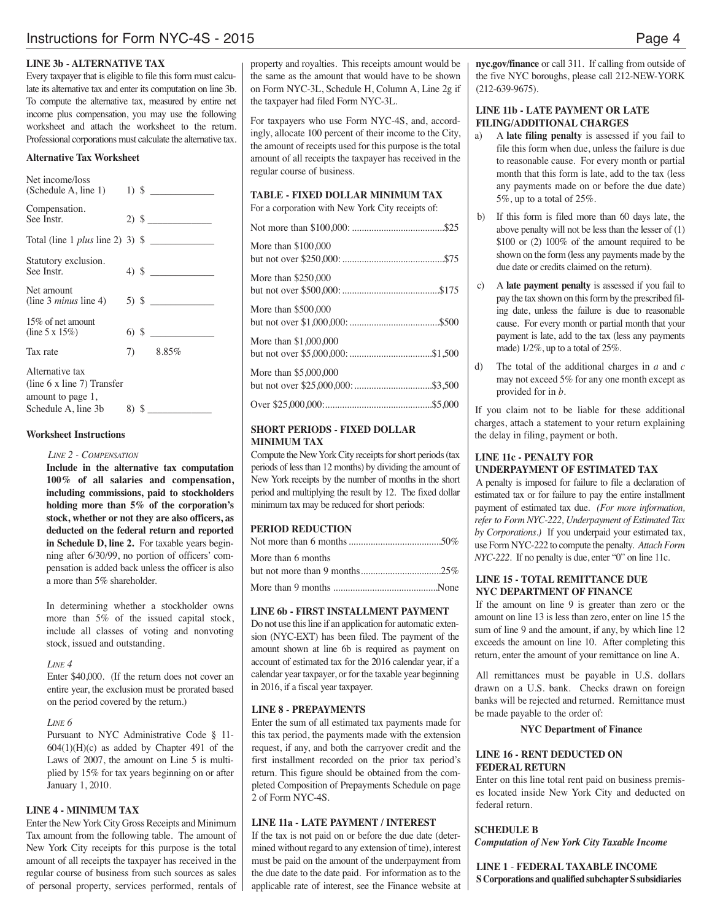## LINE 3b - ALTERNATIVE TAX

Every taxpayer that is eligible to file this form must calculate its alternative tax and enter its computation on line 3b. To compute the alternative tax, measured by entire net income plus compensation, you may use the following worksheet and attach the worksheet to the return. Professional corporations must calculate the alternative tax.

### Alternative Tax Worksheet

| | | |
|---|---|---|
| Net income/loss (Schedule A, line 1) | 1) | $ _____________ |
| Compensation. See Instr. | 2) | $ _____________ |
| Total (line 1 *plus* line 2) | 3) | $ _____________ |
| Statutory exclusion. See Instr. | 4) | $ _____________ |
| Net amount (line 3 *minus* line 4) | 5) | $ _____________ |
| 15% of net amount (line 5 x 15%) | 6) | $ _____________ |
| Tax rate | 7) | 8.85% |
| Alternative tax (line 6 x line 7) Transfer amount to page 1, Schedule A, line 3b | 8) | $ _____________ |

### Worksheet Instructions

*LINE 2 - COMPENSATION*

**Include in the alternative tax computation 100% of all salaries and compensation, including commissions, paid to stockholders holding more than 5% of the corporation's stock, whether or not they are also officers, as deducted on the federal return and reported in Schedule D, line 2.** For taxable years beginning after 6/30/99, no portion of officers' compensation is added back unless the officer is also a more than 5% shareholder.

In determining whether a stockholder owns more than 5% of the issued capital stock, include all classes of voting and nonvoting stock, issued and outstanding.

*LINE 4*

Enter $40,000. (If the return does not cover an entire year, the exclusion must be prorated based on the period covered by the return.)

*LINE 6*

Pursuant to NYC Administrative Code § 11-604(1)(H)(c) as added by Chapter 491 of the Laws of 2007, the amount on Line 5 is multiplied by 15% for tax years beginning on or after January 1, 2010.

## LINE 4 - MINIMUM TAX

Enter the New York City Gross Receipts and Minimum Tax amount from the following table. The amount of New York City receipts for this purpose is the total amount of all receipts the taxpayer has received in the regular course of business from such sources as sales of personal property, services performed, rentals of property and royalties. This receipts amount would be the same as the amount that would have to be shown on Form NYC-3L, Schedule H, Column A, Line 2g if the taxpayer had filed Form NYC-3L.

For taxpayers who use Form NYC-4S, and, accordingly, allocate 100 percent of their income to the City, the amount of receipts used for this purpose is the total amount of all receipts the taxpayer has received in the regular course of business.

### TABLE - FIXED DOLLAR MINIMUM TAX

For a corporation with New York City receipts of:

| Receipts | Tax |
|---|---|
| Not more than $100,000: | $25 |
| More than $100,000 but not over $250,000: | $75 |
| More than $250,000 but not over $500,000: | $175 |
| More than $500,000 but not over $1,000,000: | $500 |
| More than $1,000,000 but not over $5,000,000: | $1,500 |
| More than $5,000,000 but not over $25,000,000: | $3,500 |
| Over $25,000,000: | $5,000 |

### SHORT PERIODS - FIXED DOLLAR MINIMUM TAX

Compute the New York City receipts for short periods (tax periods of less than 12 months) by dividing the amount of New York receipts by the number of months in the short period and multiplying the result by 12. The fixed dollar minimum tax may be reduced for short periods:

| PERIOD | REDUCTION |
|---|---|
| Not more than 6 months | 50% |
| More than 6 months but not more than 9 months | 25% |
| More than 9 months | None |

## LINE 6b - FIRST INSTALLMENT PAYMENT

Do not use this line if an application for automatic extension (NYC-EXT) has been filed. The payment of the amount shown at line 6b is required as payment on account of estimated tax for the 2016 calendar year, if a calendar year taxpayer, or for the taxable year beginning in 2016, if a fiscal year taxpayer.

## LINE 8 - PREPAYMENTS

Enter the sum of all estimated tax payments made for this tax period, the payments made with the extension request, if any, and both the carryover credit and the first installment recorded on the prior tax period's return. This figure should be obtained from the completed Composition of Prepayments Schedule on page 2 of Form NYC-4S.

## LINE 11a - LATE PAYMENT / INTEREST

If the tax is not paid on or before the due date (determined without regard to any extension of time), interest must be paid on the amount of the underpayment from the due date to the date paid. For information as to the applicable rate of interest, see the Finance website at **nyc.gov/finance** or call 311. If calling from outside of the five NYC boroughs, please call 212-NEW-YORK (212-639-9675).

## LINE 11b - LATE PAYMENT OR LATE FILING/ADDITIONAL CHARGES

a) A **late filing penalty** is assessed if you fail to file this form when due, unless the failure is due to reasonable cause. For every month or partial month that this form is late, add to the tax (less any payments made on or before the due date) 5%, up to a total of 25%.

b) If this form is filed more than 60 days late, the above penalty will not be less than the lesser of (1) $100 or (2) 100% of the amount required to be shown on the form (less any payments made by the due date or credits claimed on the return).

c) A **late payment penalty** is assessed if you fail to pay the tax shown on this form by the prescribed filing date, unless the failure is due to reasonable cause. For every month or partial month that your payment is late, add to the tax (less any payments made) 1/2%, up to a total of 25%.

d) The total of the additional charges in *a* and *c* may not exceed 5% for any one month except as provided for in *b*.

If you claim not to be liable for these additional charges, attach a statement to your return explaining the delay in filing, payment or both.

## LINE 11c - PENALTY FOR UNDERPAYMENT OF ESTIMATED TAX

A penalty is imposed for failure to file a declaration of estimated tax or for failure to pay the entire installment payment of estimated tax due. *(For more information, refer to Form NYC-222, Underpayment of Estimated Tax by Corporations.)* If you underpaid your estimated tax, use Form NYC-222 to compute the penalty. *Attach Form NYC-222*. If no penalty is due, enter "0" on line 11c.

## LINE 15 - TOTAL REMITTANCE DUE NYC DEPARTMENT OF FINANCE

If the amount on line 9 is greater than zero or the amount on line 13 is less than zero, enter on line 15 the sum of line 9 and the amount, if any, by which line 12 exceeds the amount on line 10. After completing this return, enter the amount of your remittance on line A.

All remittances must be payable in U.S. dollars drawn on a U.S. bank. Checks drawn on foreign banks will be rejected and returned. Remittance must be made payable to the order of:

**NYC Department of Finance**

## LINE 16 - RENT DEDUCTED ON FEDERAL RETURN

Enter on this line total rent paid on business premises located inside New York City and deducted on federal return.

## SCHEDULE B

***Computation of New York City Taxable Income***

### LINE 1 - FEDERAL TAXABLE INCOME

**S Corporations and qualified subchapter S subsidiaries**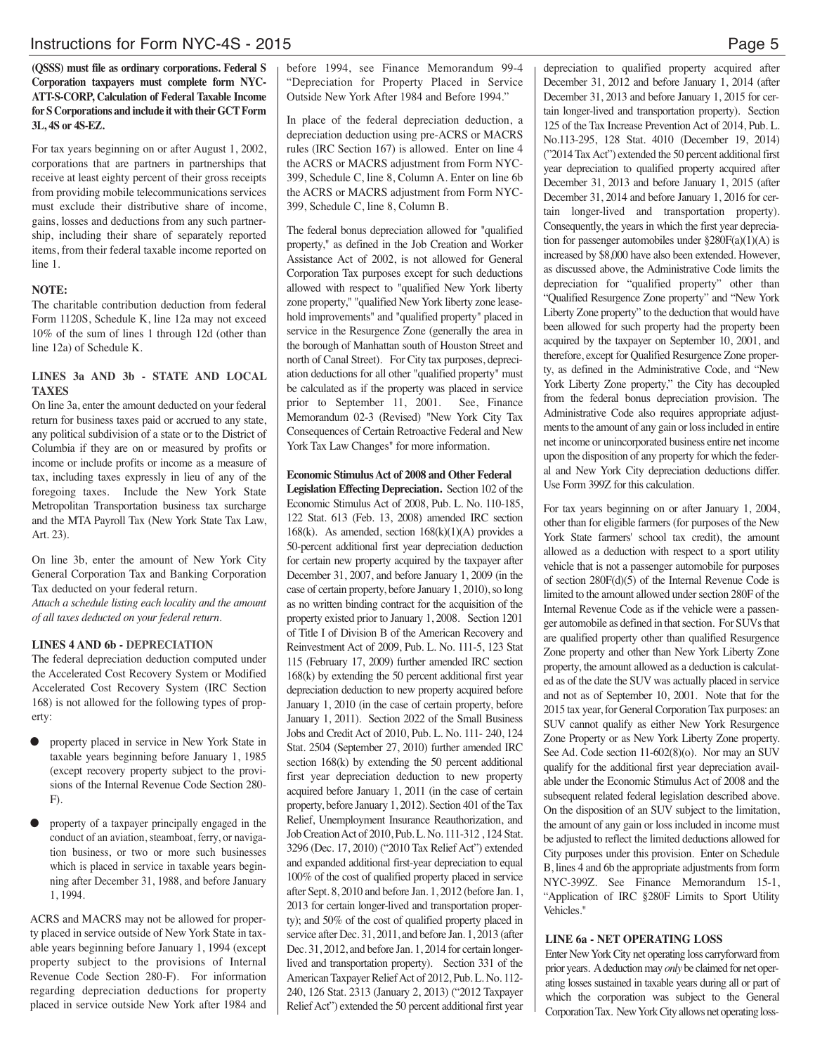**(QSSS) must file as ordinary corporations. Federal S Corporation taxpayers must complete form NYC-ATT-S-CORP, Calculation of Federal Taxable Income for S Corporations and include it with their GCT Form 3L, 4S or 4S-EZ.**

For tax years beginning on or after August 1, 2002, corporations that are partners in partnerships that receive at least eighty percent of their gross receipts from providing mobile telecommunications services must exclude their distributive share of income, gains, losses and deductions from any such partnership, including their share of separately reported items, from their federal taxable income reported on line 1.

**NOTE:**

The charitable contribution deduction from federal Form 1120S, Schedule K, line 12a may not exceed 10% of the sum of lines 1 through 12d (other than line 12a) of Schedule K.

### LINES 3a AND 3b - STATE AND LOCAL TAXES

On line 3a, enter the amount deducted on your federal return for business taxes paid or accrued to any state, any political subdivision of a state or to the District of Columbia if they are on or measured by profits or income or include profits or income as a measure of tax, including taxes expressly in lieu of any of the foregoing taxes. Include the New York State Metropolitan Transportation business tax surcharge and the MTA Payroll Tax (New York State Tax Law, Art. 23).

On line 3b, enter the amount of New York City General Corporation Tax and Banking Corporation Tax deducted on your federal return.

*Attach a schedule listing each locality and the amount of all taxes deducted on your federal return.*

### LINES 4 AND 6b - DEPRECIATION

The federal depreciation deduction computed under the Accelerated Cost Recovery System or Modified Accelerated Cost Recovery System (IRC Section 168) is not allowed for the following types of property:

- property placed in service in New York State in taxable years beginning before January 1, 1985 (except recovery property subject to the provisions of the Internal Revenue Code Section 280-F).
- property of a taxpayer principally engaged in the conduct of an aviation, steamboat, ferry, or navigation business, or two or more such businesses which is placed in service in taxable years beginning after December 31, 1988, and before January 1, 1994.

ACRS and MACRS may not be allowed for property placed in service outside of New York State in taxable years beginning before January 1, 1994 (except property subject to the provisions of Internal Revenue Code Section 280-F). For information regarding depreciation deductions for property placed in service outside New York after 1984 and before 1994, see Finance Memorandum 99-4 "Depreciation for Property Placed in Service Outside New York After 1984 and Before 1994."

In place of the federal depreciation deduction, a depreciation deduction using pre-ACRS or MACRS rules (IRC Section 167) is allowed. Enter on line 4 the ACRS or MACRS adjustment from Form NYC-399, Schedule C, line 8, Column A. Enter on line 6b the ACRS or MACRS adjustment from Form NYC-399, Schedule C, line 8, Column B.

The federal bonus depreciation allowed for "qualified property," as defined in the Job Creation and Worker Assistance Act of 2002, is not allowed for General Corporation Tax purposes except for such deductions allowed with respect to "qualified New York liberty zone property," "qualified New York liberty zone leasehold improvements" and "qualified property" placed in service in the Resurgence Zone (generally the area in the borough of Manhattan south of Houston Street and north of Canal Street). For City tax purposes, depreciation deductions for all other "qualified property" must be calculated as if the property was placed in service prior to September 11, 2001. See, Finance Memorandum 02-3 (Revised) "New York City Tax Consequences of Certain Retroactive Federal and New York Tax Law Changes" for more information.

**Economic Stimulus Act of 2008 and Other Federal Legislation Effecting Depreciation.** Section 102 of the Economic Stimulus Act of 2008, Pub. L. No. 110-185, 122 Stat. 613 (Feb. 13, 2008) amended IRC section 168(k). As amended, section 168(k)(1)(A) provides a 50-percent additional first year depreciation deduction for certain new property acquired by the taxpayer after December 31, 2007, and before January 1, 2009 (in the case of certain property, before January 1, 2010), so long as no written binding contract for the acquisition of the property existed prior to January 1, 2008. Section 1201 of Title I of Division B of the American Recovery and Reinvestment Act of 2009, Pub. L. No. 111-5, 123 Stat 115 (February 17, 2009) further amended IRC section 168(k) by extending the 50 percent additional first year depreciation deduction to new property acquired before January 1, 2010 (in the case of certain property, before January 1, 2011). Section 2022 of the Small Business Jobs and Credit Act of 2010, Pub. L. No. 111- 240, 124 Stat. 2504 (September 27, 2010) further amended IRC section 168(k) by extending the 50 percent additional first year depreciation deduction to new property acquired before January 1, 2011 (in the case of certain property, before January 1, 2012). Section 401 of the Tax Relief, Unemployment Insurance Reauthorization, and Job Creation Act of 2010, Pub. L. No. 111-312 , 124 Stat. 3296 (Dec. 17, 2010) ("2010 Tax Relief Act") extended and expanded additional first-year depreciation to equal 100% of the cost of qualified property placed in service after Sept. 8, 2010 and before Jan. 1, 2012 (before Jan. 1, 2013 for certain longer-lived and transportation property); and 50% of the cost of qualified property placed in service after Dec. 31, 2011, and before Jan. 1, 2013 (after Dec. 31, 2012, and before Jan. 1, 2014 for certain longer-lived and transportation property). Section 331 of the American Taxpayer Relief Act of 2012, Pub. L. No. 112-240, 126 Stat. 2313 (January 2, 2013) ("2012 Taxpayer Relief Act") extended the 50 percent additional first year depreciation to qualified property acquired after December 31, 2012 and before January 1, 2014 (after December 31, 2013 and before January 1, 2015 for certain longer-lived and transportation property). Section 125 of the Tax Increase Prevention Act of 2014, Pub. L. No.113-295, 128 Stat. 4010 (December 19, 2014) ("2014 Tax Act") extended the 50 percent additional first year depreciation to qualified property acquired after December 31, 2013 and before January 1, 2015 (after December 31, 2014 and before January 1, 2016 for certain longer-lived and transportation property). Consequently, the years in which the first year depreciation for passenger automobiles under §280F(a)(1)(A) is increased by $8,000 have also been extended. However, as discussed above, the Administrative Code limits the depreciation for "qualified property" other than "Qualified Resurgence Zone property" and "New York Liberty Zone property" to the deduction that would have been allowed for such property had the property been acquired by the taxpayer on September 10, 2001, and therefore, except for Qualified Resurgence Zone property, as defined in the Administrative Code, and "New York Liberty Zone property," the City has decoupled from the federal bonus depreciation provision. The Administrative Code also requires appropriate adjustments to the amount of any gain or loss included in entire net income or unincorporated business entire net income upon the disposition of any property for which the federal and New York City depreciation deductions differ. Use Form 399Z for this calculation.

For tax years beginning on or after January 1, 2004, other than for eligible farmers (for purposes of the New York State farmers' school tax credit), the amount allowed as a deduction with respect to a sport utility vehicle that is not a passenger automobile for purposes of section 280F(d)(5) of the Internal Revenue Code is limited to the amount allowed under section 280F of the Internal Revenue Code as if the vehicle were a passenger automobile as defined in that section. For SUVs that are qualified property other than qualified Resurgence Zone property and other than New York Liberty Zone property, the amount allowed as a deduction is calculated as of the date the SUV was actually placed in service and not as of September 10, 2001. Note that for the 2015 tax year, for General Corporation Tax purposes: an SUV cannot qualify as either New York Resurgence Zone Property or as New York Liberty Zone property. See Ad. Code section 11-602(8)(o). Nor may an SUV qualify for the additional first year depreciation available under the Economic Stimulus Act of 2008 and the subsequent related federal legislation described above. On the disposition of an SUV subject to the limitation, the amount of any gain or loss included in income must be adjusted to reflect the limited deductions allowed for City purposes under this provision. Enter on Schedule B, lines 4 and 6b the appropriate adjustments from form NYC-399Z. See Finance Memorandum 15-1, "Application of IRC §280F Limits to Sport Utility Vehicles."

### LINE 6a - NET OPERATING LOSS

Enter New York City net operating loss carryforward from prior years. A deduction may *only* be claimed for net operating losses sustained in taxable years during all or part of which the corporation was subject to the General Corporation Tax. New York City allows net operating loss-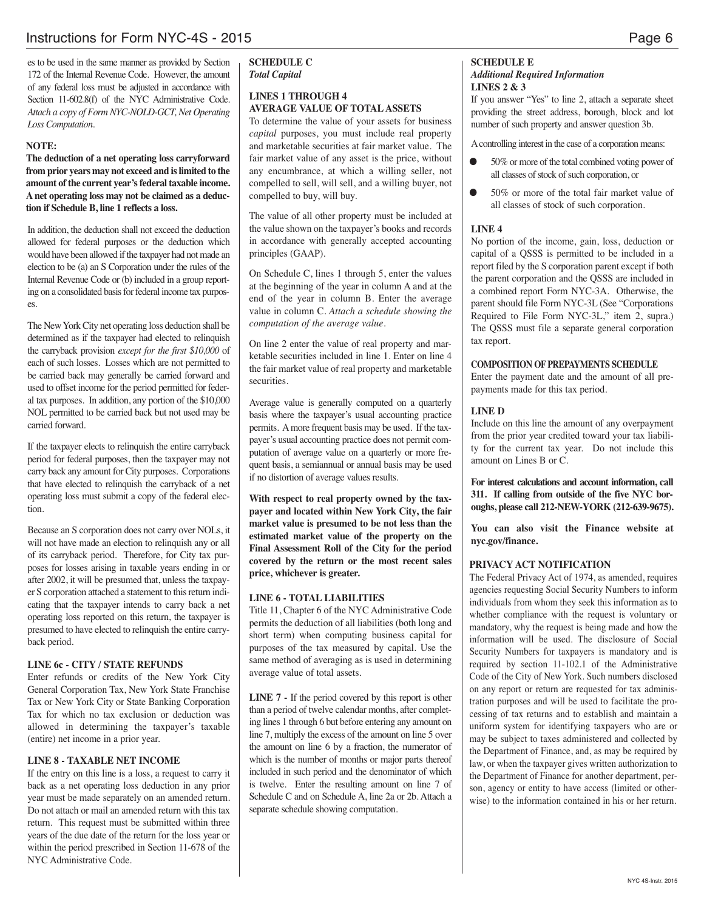es to be used in the same manner as provided by Section 172 of the Internal Revenue Code. However, the amount of any federal loss must be adjusted in accordance with Section 11-602.8(f) of the NYC Administrative Code. *Attach a copy of Form NYC-NOLD-GCT, Net Operating Loss Computation.*

**NOTE:**

**The deduction of a net operating loss carryforward from prior years may not exceed and is limited to the amount of the current year's federal taxable income. A net operating loss may not be claimed as a deduction if Schedule B, line 1 reflects a loss.**

In addition, the deduction shall not exceed the deduction allowed for federal purposes or the deduction which would have been allowed if the taxpayer had not made an election to be (a) an S Corporation under the rules of the Internal Revenue Code or (b) included in a group reporting on a consolidated basis for federal income tax purposes.

The New York City net operating loss deduction shall be determined as if the taxpayer had elected to relinquish the carryback provision *except for the first $10,000* of each of such losses. Losses which are not permitted to be carried back may generally be carried forward and used to offset income for the period permitted for federal tax purposes. In addition, any portion of the $10,000 NOL permitted to be carried back but not used may be carried forward.

If the taxpayer elects to relinquish the entire carryback period for federal purposes, then the taxpayer may not carry back any amount for City purposes. Corporations that have elected to relinquish the carryback of a net operating loss must submit a copy of the federal election.

Because an S corporation does not carry over NOLs, it will not have made an election to relinquish any or all of its carryback period. Therefore, for City tax purposes for losses arising in taxable years ending in or after 2002, it will be presumed that, unless the taxpayer S corporation attached a statement to this return indicating that the taxpayer intends to carry back a net operating loss reported on this return, the taxpayer is presumed to have elected to relinquish the entire carryback period.

### LINE 6c - CITY / STATE REFUNDS

Enter refunds or credits of the New York City General Corporation Tax, New York State Franchise Tax or New York City or State Banking Corporation Tax for which no tax exclusion or deduction was allowed in determining the taxpayer's taxable (entire) net income in a prior year.

### LINE 8 - TAXABLE NET INCOME

If the entry on this line is a loss, a request to carry it back as a net operating loss deduction in any prior year must be made separately on an amended return. Do not attach or mail an amended return with this tax return. This request must be submitted within three years of the due date of the return for the loss year or within the period prescribed in Section 11-678 of the NYC Administrative Code.

## SCHEDULE C
*Total Capital*

### LINES 1 THROUGH 4
### AVERAGE VALUE OF TOTAL ASSETS

To determine the value of your assets for business *capital* purposes, you must include real property and marketable securities at fair market value. The fair market value of any asset is the price, without any encumbrance, at which a willing seller, not compelled to sell, will sell, and a willing buyer, not compelled to buy, will buy.

The value of all other property must be included at the value shown on the taxpayer's books and records in accordance with generally accepted accounting principles (GAAP).

On Schedule C, lines 1 through 5, enter the values at the beginning of the year in column A and at the end of the year in column B. Enter the average value in column C. *Attach a schedule showing the computation of the average value.*

On line 2 enter the value of real property and marketable securities included in line 1. Enter on line 4 the fair market value of real property and marketable securities.

Average value is generally computed on a quarterly basis where the taxpayer's usual accounting practice permits. A more frequent basis may be used. If the taxpayer's usual accounting practice does not permit computation of average value on a quarterly or more frequent basis, a semiannual or annual basis may be used if no distortion of average values results.

**With respect to real property owned by the taxpayer and located within New York City, the fair market value is presumed to be not less than the estimated market value of the property on the Final Assessment Roll of the City for the period covered by the return or the most recent sales price, whichever is greater.**

### LINE 6 - TOTAL LIABILITIES

Title 11, Chapter 6 of the NYC Administrative Code permits the deduction of all liabilities (both long and short term) when computing business capital for purposes of the tax measured by capital. Use the same method of averaging as is used in determining average value of total assets.

**LINE 7 -** If the period covered by this report is other than a period of twelve calendar months, after completing lines 1 through 6 but before entering any amount on line 7, multiply the excess of the amount on line 5 over the amount on line 6 by a fraction, the numerator of which is the number of months or major parts thereof included in such period and the denominator of which is twelve. Enter the resulting amount on line 7 of Schedule C and on Schedule A, line 2a or 2b. Attach a separate schedule showing computation.

## SCHEDULE E
*Additional Required Information*

### LINES 2 & 3

If you answer "Yes" to line 2, attach a separate sheet providing the street address, borough, block and lot number of such property and answer question 3b.

A controlling interest in the case of a corporation means:

- 50% or more of the total combined voting power of all classes of stock of such corporation, or
- 50% or more of the total fair market value of all classes of stock of such corporation.

### LINE 4

No portion of the income, gain, loss, deduction or capital of a QSSS is permitted to be included in a report filed by the S corporation parent except if both the parent corporation and the QSSS are included in a combined report Form NYC-3A. Otherwise, the parent should file Form NYC-3L (See "Corporations Required to File Form NYC-3L," item 2, supra.) The QSSS must file a separate general corporation tax report.

### COMPOSITION OF PREPAYMENTS SCHEDULE

Enter the payment date and the amount of all prepayments made for this tax period.

### LINE D

Include on this line the amount of any overpayment from the prior year credited toward your tax liability for the current tax year. Do not include this amount on Lines B or C.

**For interest calculations and account information, call 311. If calling from outside of the five NYC boroughs, please call 212-NEW-YORK (212-639-9675).**

**You can also visit the Finance website at nyc.gov/finance.**

### PRIVACY ACT NOTIFICATION

The Federal Privacy Act of 1974, as amended, requires agencies requesting Social Security Numbers to inform individuals from whom they seek this information as to whether compliance with the request is voluntary or mandatory, why the request is being made and how the information will be used. The disclosure of Social Security Numbers for taxpayers is mandatory and is required by section 11-102.1 of the Administrative Code of the City of New York. Such numbers disclosed on any report or return are requested for tax administration purposes and will be used to facilitate the processing of tax returns and to establish and maintain a uniform system for identifying taxpayers who are or may be subject to taxes administered and collected by the Department of Finance, and, as may be required by law, or when the taxpayer gives written authorization to the Department of Finance for another department, person, agency or entity to have access (limited or otherwise) to the information contained in his or her return.